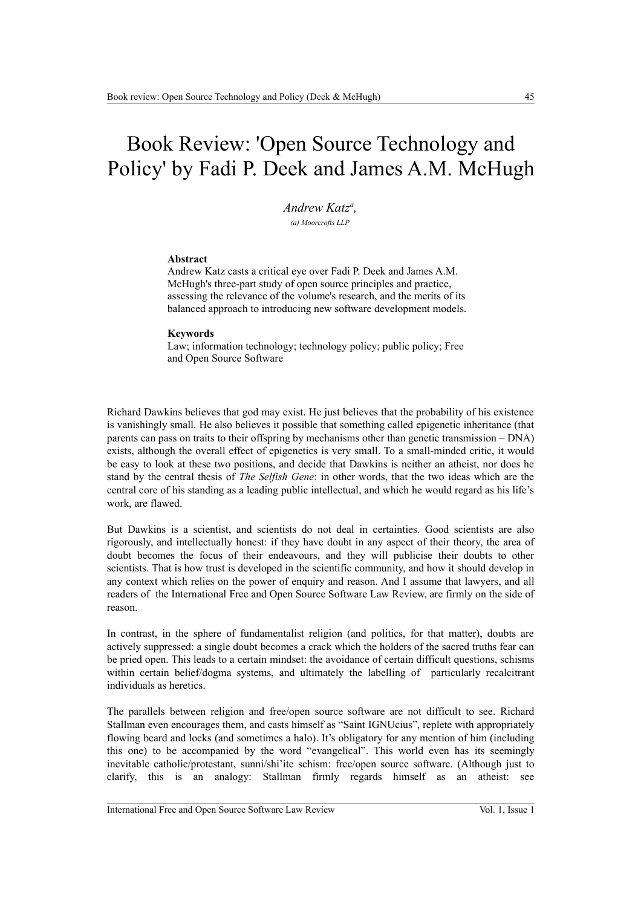# Book Review: 'Open Source Technology and Policy' by Fadi P. Deek and James A.M. McHugh

*Andrew Katz*[a],

*(a) Moorcrofts LLP*

**Abstract**

Andrew Katz casts a critical eye over Fadi P. Deek and James A.M. McHugh's three-part study of open source principles and practice, assessing the relevance of the volume's research, and the merits of its balanced approach to introducing new software development models.

**Keywords**

Law; information technology; technology policy; public policy; Free and Open Source Software

Richard Dawkins believes that god may exist. He just believes that the probability of his existence is vanishingly small. He also believes it possible that something called epigenetic inheritance (that parents can pass on traits to their offspring by mechanisms other than genetic transmission – DNA) exists, although the overall effect of epigenetics is very small. To a small-minded critic, it would be easy to look at these two positions, and decide that Dawkins is neither an atheist, nor does he stand by the central thesis of *The Selfish Gene*: in other words, that the two ideas which are the central core of his standing as a leading public intellectual, and which he would regard as his life's work, are flawed.

But Dawkins is a scientist, and scientists do not deal in certainties. Good scientists are also rigorously, and intellectually honest: if they have doubt in any aspect of their theory, the area of doubt becomes the focus of their endeavours, and they will publicise their doubts to other scientists. That is how trust is developed in the scientific community, and how it should develop in any context which relies on the power of enquiry and reason. And I assume that lawyers, and all readers of the International Free and Open Source Software Law Review, are firmly on the side of reason.

In contrast, in the sphere of fundamentalist religion (and politics, for that matter), doubts are actively suppressed: a single doubt becomes a crack which the holders of the sacred truths fear can be pried open. This leads to a certain mindset: the avoidance of certain difficult questions, schisms within certain belief/dogma systems, and ultimately the labelling of particularly recalcitrant individuals as heretics.

The parallels between religion and free/open source software are not difficult to see. Richard Stallman even encourages them, and casts himself as "Saint IGNUcius", replete with appropriately flowing beard and locks (and sometimes a halo). It's obligatory for any mention of him (including this one) to be accompanied by the word "evangelical". This world even has its seemingly inevitable catholic/protestant, sunni/shi'ite schism: free/open source software. (Although just to clarify, this is an analogy: Stallman firmly regards himself as an atheist: see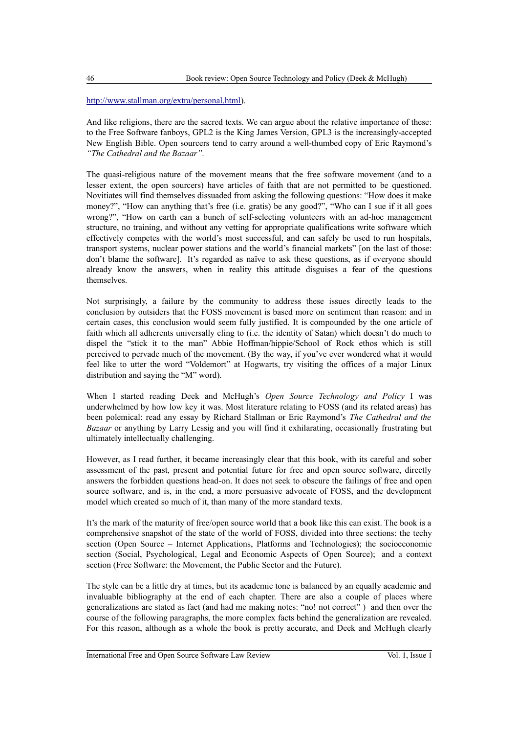http://www.stallman.org/extra/personal.html).

And like religions, there are the sacred texts. We can argue about the relative importance of these: to the Free Software fanboys, GPL2 is the King James Version, GPL3 is the increasingly-accepted New English Bible. Open sourcers tend to carry around a well-thumbed copy of Eric Raymond's *"The Cathedral and the Bazaar"*.

The quasi-religious nature of the movement means that the free software movement (and to a lesser extent, the open sourcers) have articles of faith that are not permitted to be questioned. Novitiates will find themselves dissuaded from asking the following questions: "How does it make money?", "How can anything that's free (i.e. gratis) be any good?", "Who can I sue if it all goes wrong?", "How on earth can a bunch of self-selecting volunteers with an ad-hoc management structure, no training, and without any vetting for appropriate qualifications write software which effectively competes with the world's most successful, and can safely be used to run hospitals, transport systems, nuclear power stations and the world's financial markets" [on the last of those: don't blame the software]. It's regarded as naïve to ask these questions, as if everyone should already know the answers, when in reality this attitude disguises a fear of the questions themselves.

Not surprisingly, a failure by the community to address these issues directly leads to the conclusion by outsiders that the FOSS movement is based more on sentiment than reason: and in certain cases, this conclusion would seem fully justified. It is compounded by the one article of faith which all adherents universally cling to (i.e. the identity of Satan) which doesn't do much to dispel the "stick it to the man" Abbie Hoffman/hippie/School of Rock ethos which is still perceived to pervade much of the movement. (By the way, if you've ever wondered what it would feel like to utter the word "Voldemort" at Hogwarts, try visiting the offices of a major Linux distribution and saying the "M" word).

When I started reading Deek and McHugh's *Open Source Technology and Policy* I was underwhelmed by how low key it was. Most literature relating to FOSS (and its related areas) has been polemical: read any essay by Richard Stallman or Eric Raymond's *The Cathedral and the Bazaar* or anything by Larry Lessig and you will find it exhilarating, occasionally frustrating but ultimately intellectually challenging.

However, as I read further, it became increasingly clear that this book, with its careful and sober assessment of the past, present and potential future for free and open source software, directly answers the forbidden questions head-on. It does not seek to obscure the failings of free and open source software, and is, in the end, a more persuasive advocate of FOSS, and the development model which created so much of it, than many of the more standard texts.

It's the mark of the maturity of free/open source world that a book like this can exist. The book is a comprehensive snapshot of the state of the world of FOSS, divided into three sections: the techy section (Open Source – Internet Applications, Platforms and Technologies); the socioeconomic section (Social, Psychological, Legal and Economic Aspects of Open Source); and a context section (Free Software: the Movement, the Public Sector and the Future).

The style can be a little dry at times, but its academic tone is balanced by an equally academic and invaluable bibliography at the end of each chapter. There are also a couple of places where generalizations are stated as fact (and had me making notes: "no! not correct" ) and then over the course of the following paragraphs, the more complex facts behind the generalization are revealed. For this reason, although as a whole the book is pretty accurate, and Deek and McHugh clearly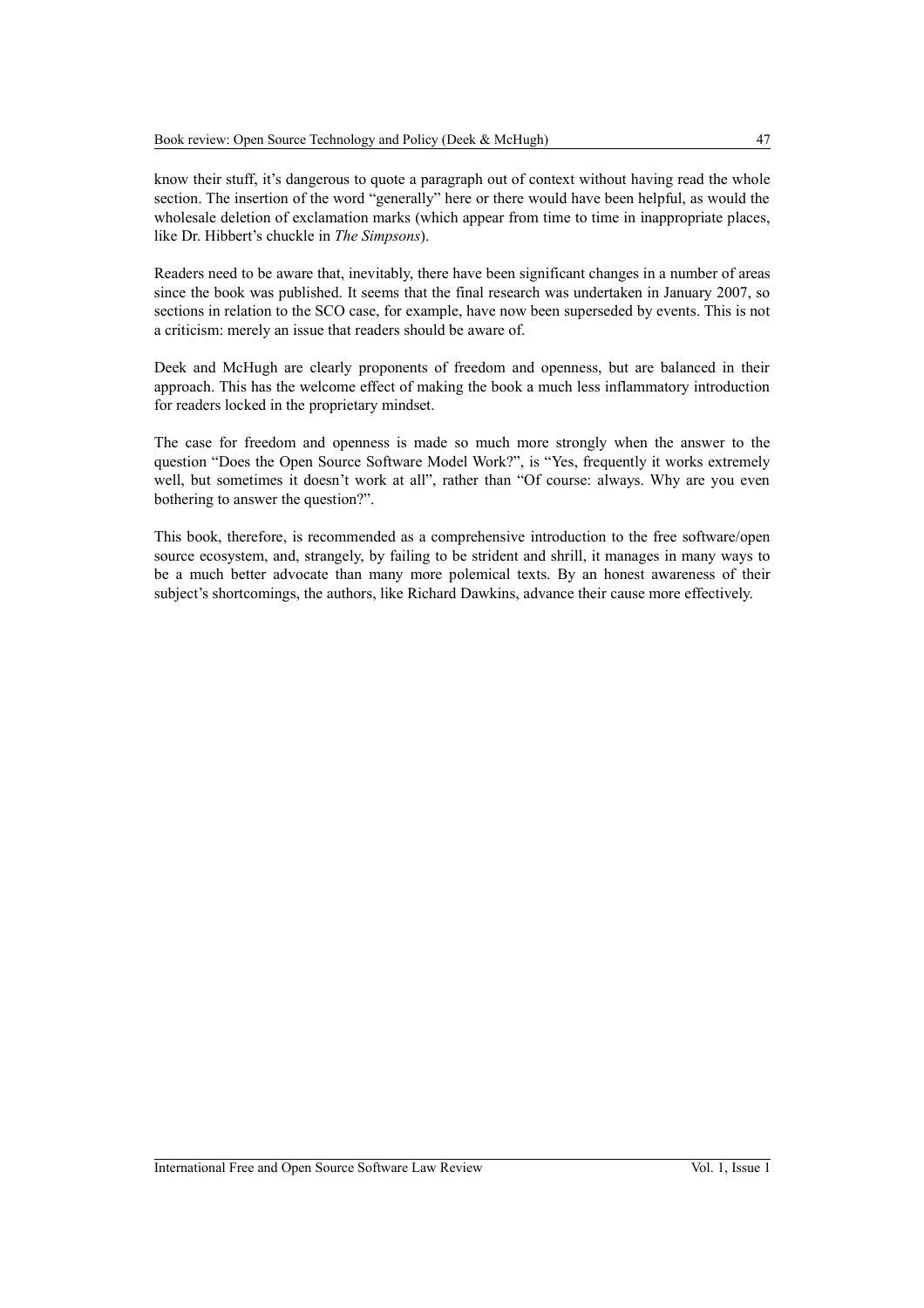know their stuff, it's dangerous to quote a paragraph out of context without having read the whole section. The insertion of the word "generally" here or there would have been helpful, as would the wholesale deletion of exclamation marks (which appear from time to time in inappropriate places, like Dr. Hibbert's chuckle in *The Simpsons*).

Readers need to be aware that, inevitably, there have been significant changes in a number of areas since the book was published. It seems that the final research was undertaken in January 2007, so sections in relation to the SCO case, for example, have now been superseded by events. This is not a criticism: merely an issue that readers should be aware of.

Deek and McHugh are clearly proponents of freedom and openness, but are balanced in their approach. This has the welcome effect of making the book a much less inflammatory introduction for readers locked in the proprietary mindset.

The case for freedom and openness is made so much more strongly when the answer to the question "Does the Open Source Software Model Work?", is "Yes, frequently it works extremely well, but sometimes it doesn't work at all", rather than "Of course: always. Why are you even bothering to answer the question?".

This book, therefore, is recommended as a comprehensive introduction to the free software/open source ecosystem, and, strangely, by failing to be strident and shrill, it manages in many ways to be a much better advocate than many more polemical texts. By an honest awareness of their subject's shortcomings, the authors, like Richard Dawkins, advance their cause more effectively.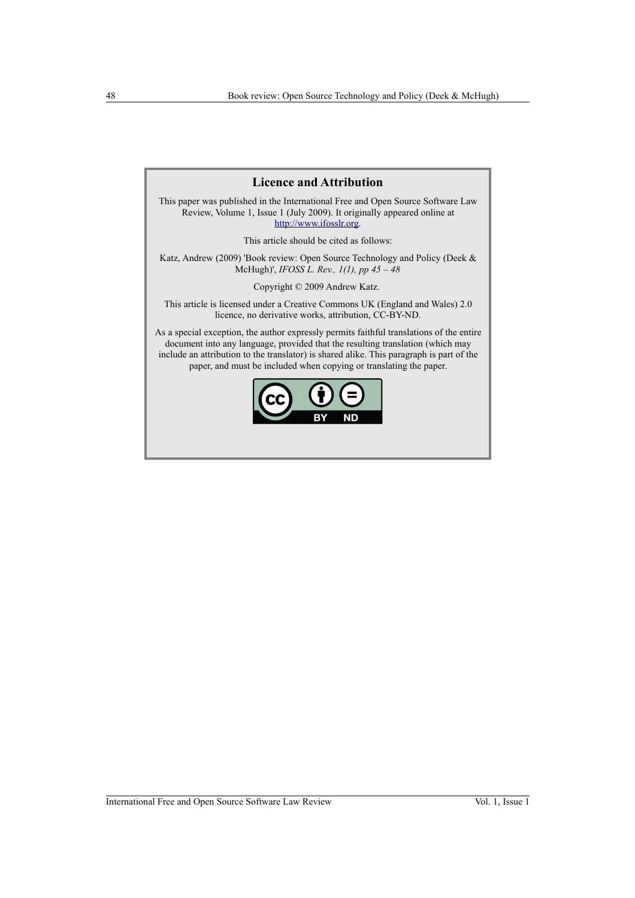## Licence and Attribution

This paper was published in the International Free and Open Source Software Law Review, Volume 1, Issue 1 (July 2009). It originally appeared online at [http://www.ifosslr.org](http://www.ifosslr.org).

This article should be cited as follows:

Katz, Andrew (2009) 'Book review: Open Source Technology and Policy (Deek & McHugh)', *IFOSS L. Rev., 1(1), pp 45 – 48*

Copyright © 2009 Andrew Katz.

This article is licensed under a Creative Commons UK (England and Wales) 2.0 licence, no derivative works, attribution, CC-BY-ND.

As a special exception, the author expressly permits faithful translations of the entire document into any language, provided that the resulting translation (which may include an attribution to the translator) is shared alike. This paragraph is part of the paper, and must be included when copying or translating the paper.